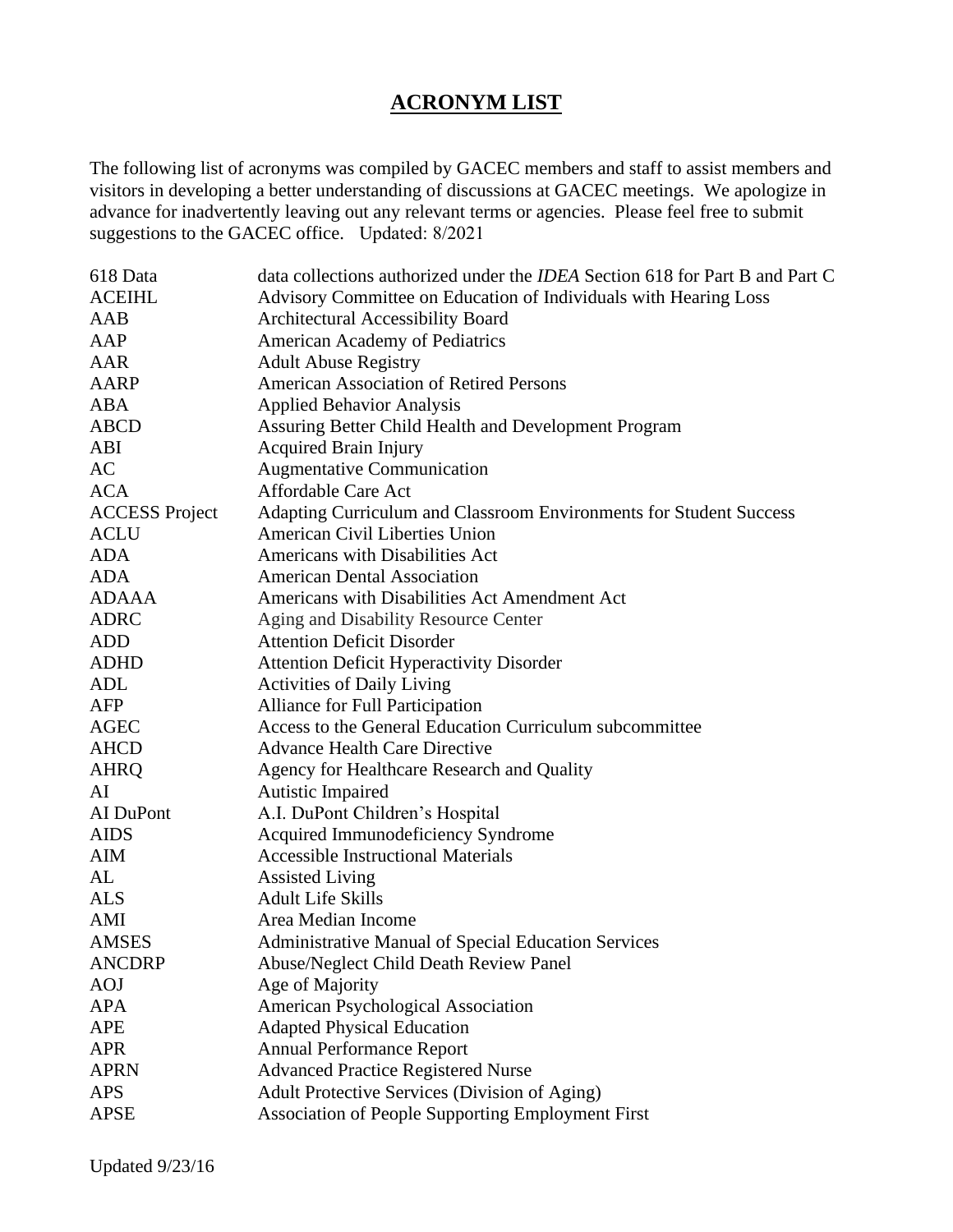# ACRONYM LIST

The following list of acronyms was compiled by GACEC members and staff to assist members and visitors in developing a better understanding of discussions at GACEC meetings. We apologize in advance for inadvertently leaving out any relevant terms or agencies. Please feel free to submit suggestions to the GACEC office. Updated: 8/2021

| | |
|---|---|
| 618 Data | data collections authorized under the *IDEA* Section 618 for Part B and Part C |
| ACEIHL | Advisory Committee on Education of Individuals with Hearing Loss |
| AAB | Architectural Accessibility Board |
| AAP | American Academy of Pediatrics |
| AAR | Adult Abuse Registry |
| AARP | American Association of Retired Persons |
| ABA | Applied Behavior Analysis |
| ABCD | Assuring Better Child Health and Development Program |
| ABI | Acquired Brain Injury |
| AC | Augmentative Communication |
| ACA | Affordable Care Act |
| ACCESS Project | Adapting Curriculum and Classroom Environments for Student Success |
| ACLU | American Civil Liberties Union |
| ADA | Americans with Disabilities Act |
| ADA | American Dental Association |
| ADAAA | Americans with Disabilities Act Amendment Act |
| ADRC | Aging and Disability Resource Center |
| ADD | Attention Deficit Disorder |
| ADHD | Attention Deficit Hyperactivity Disorder |
| ADL | Activities of Daily Living |
| AFP | Alliance for Full Participation |
| AGEC | Access to the General Education Curriculum subcommittee |
| AHCD | Advance Health Care Directive |
| AHRQ | Agency for Healthcare Research and Quality |
| AI | Autistic Impaired |
| AI DuPont | A.I. DuPont Children's Hospital |
| AIDS | Acquired Immunodeficiency Syndrome |
| AIM | Accessible Instructional Materials |
| AL | Assisted Living |
| ALS | Adult Life Skills |
| AMI | Area Median Income |
| AMSES | Administrative Manual of Special Education Services |
| ANCDRP | Abuse/Neglect Child Death Review Panel |
| AOJ | Age of Majority |
| APA | American Psychological Association |
| APE | Adapted Physical Education |
| APR | Annual Performance Report |
| APRN | Advanced Practice Registered Nurse |
| APS | Adult Protective Services (Division of Aging) |
| APSE | Association of People Supporting Employment First |

Updated 9/23/16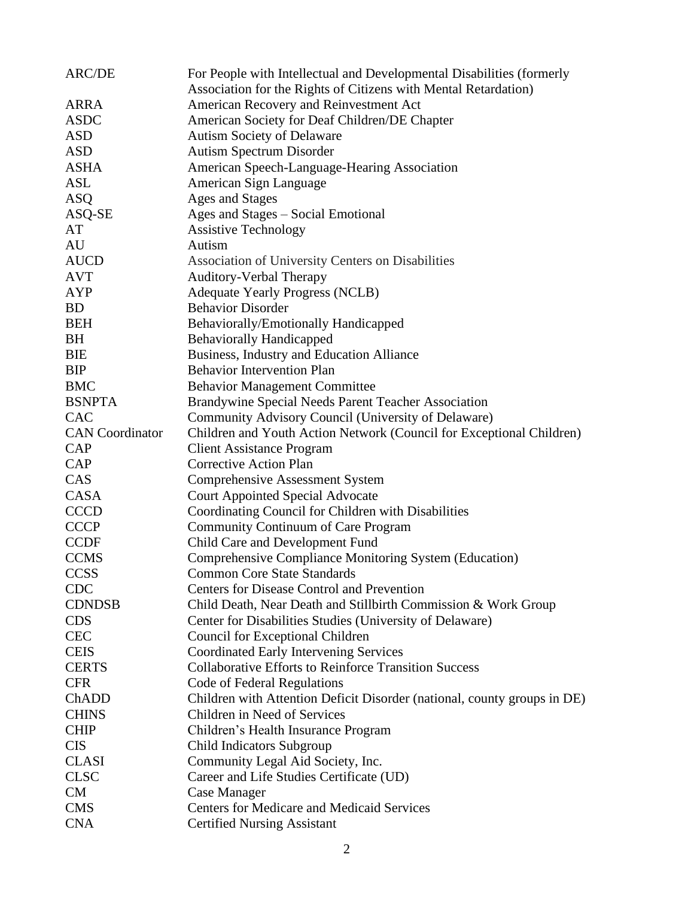| | |
|---|---|
| ARC/DE | For People with Intellectual and Developmental Disabilities (formerly Association for the Rights of Citizens with Mental Retardation) |
| ARRA | American Recovery and Reinvestment Act |
| ASDC | American Society for Deaf Children/DE Chapter |
| ASD | Autism Society of Delaware |
| ASD | Autism Spectrum Disorder |
| ASHA | American Speech-Language-Hearing Association |
| ASL | American Sign Language |
| ASQ | Ages and Stages |
| ASQ-SE | Ages and Stages – Social Emotional |
| AT | Assistive Technology |
| AU | Autism |
| AUCD | Association of University Centers on Disabilities |
| AVT | Auditory-Verbal Therapy |
| AYP | Adequate Yearly Progress (NCLB) |
| BD | Behavior Disorder |
| BEH | Behaviorally/Emotionally Handicapped |
| BH | Behaviorally Handicapped |
| BIE | Business, Industry and Education Alliance |
| BIP | Behavior Intervention Plan |
| BMC | Behavior Management Committee |
| BSNPTA | Brandywine Special Needs Parent Teacher Association |
| CAC | Community Advisory Council (University of Delaware) |
| CAN Coordinator | Children and Youth Action Network (Council for Exceptional Children) |
| CAP | Client Assistance Program |
| CAP | Corrective Action Plan |
| CAS | Comprehensive Assessment System |
| CASA | Court Appointed Special Advocate |
| CCCD | Coordinating Council for Children with Disabilities |
| CCCP | Community Continuum of Care Program |
| CCDF | Child Care and Development Fund |
| CCMS | Comprehensive Compliance Monitoring System (Education) |
| CCSS | Common Core State Standards |
| CDC | Centers for Disease Control and Prevention |
| CDNDSB | Child Death, Near Death and Stillbirth Commission & Work Group |
| CDS | Center for Disabilities Studies (University of Delaware) |
| CEC | Council for Exceptional Children |
| CEIS | Coordinated Early Intervening Services |
| CERTS | Collaborative Efforts to Reinforce Transition Success |
| CFR | Code of Federal Regulations |
| ChADD | Children with Attention Deficit Disorder (national, county groups in DE) |
| CHINS | Children in Need of Services |
| CHIP | Children's Health Insurance Program |
| CIS | Child Indicators Subgroup |
| CLASI | Community Legal Aid Society, Inc. |
| CLSC | Career and Life Studies Certificate (UD) |
| CM | Case Manager |
| CMS | Centers for Medicare and Medicaid Services |
| CNA | Certified Nursing Assistant |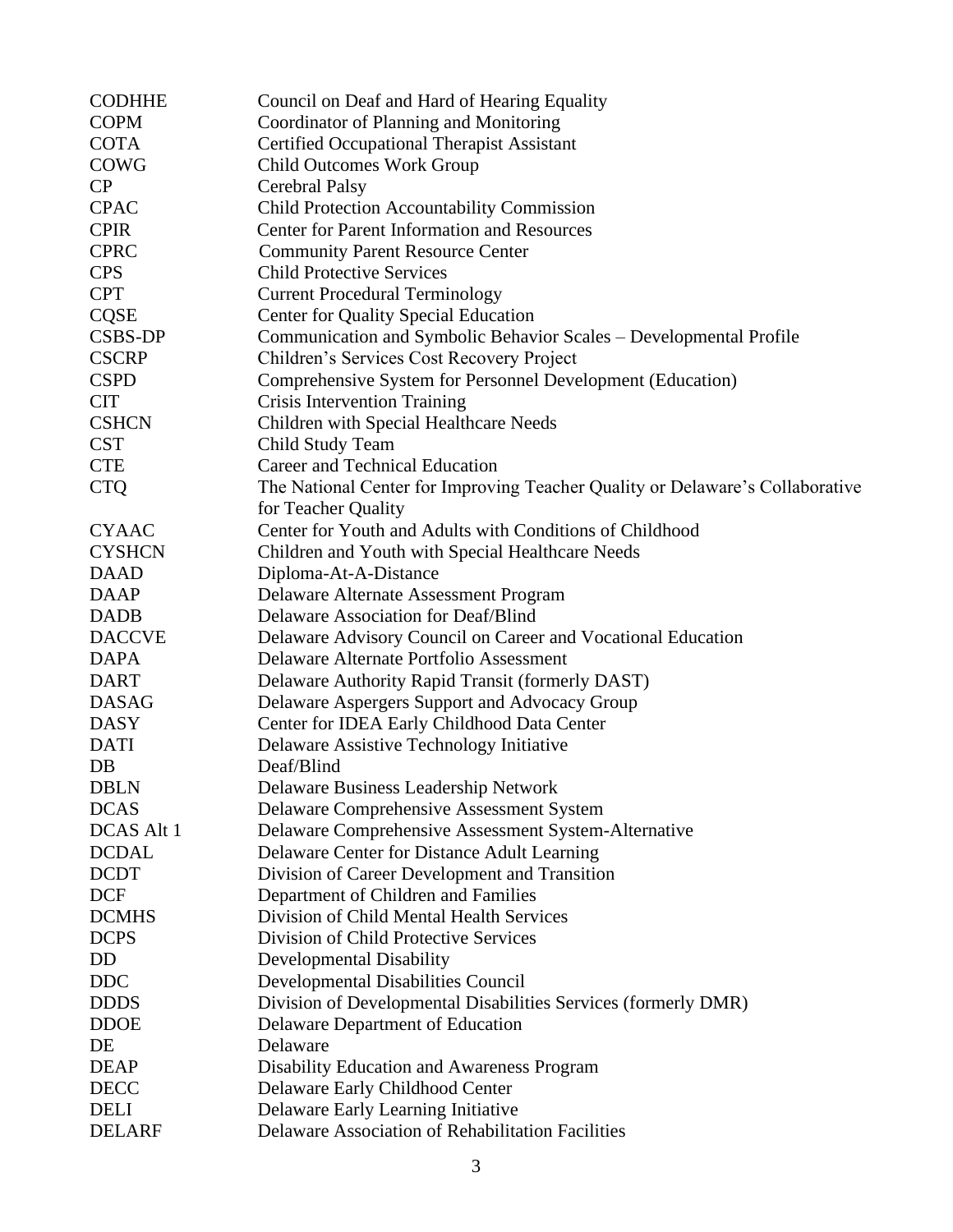| | |
|---|---|
| CODHHE | Council on Deaf and Hard of Hearing Equality |
| COPM | Coordinator of Planning and Monitoring |
| COTA | Certified Occupational Therapist Assistant |
| COWG | Child Outcomes Work Group |
| CP | Cerebral Palsy |
| CPAC | Child Protection Accountability Commission |
| CPIR | Center for Parent Information and Resources |
| CPRC | Community Parent Resource Center |
| CPS | Child Protective Services |
| CPT | Current Procedural Terminology |
| CQSE | Center for Quality Special Education |
| CSBS-DP | Communication and Symbolic Behavior Scales – Developmental Profile |
| CSCRP | Children's Services Cost Recovery Project |
| CSPD | Comprehensive System for Personnel Development (Education) |
| CIT | Crisis Intervention Training |
| CSHCN | Children with Special Healthcare Needs |
| CST | Child Study Team |
| CTE | Career and Technical Education |
| CTQ | The National Center for Improving Teacher Quality or Delaware's Collaborative for Teacher Quality |
| CYAAC | Center for Youth and Adults with Conditions of Childhood |
| CYSHCN | Children and Youth with Special Healthcare Needs |
| DAAD | Diploma-At-A-Distance |
| DAAP | Delaware Alternate Assessment Program |
| DADB | Delaware Association for Deaf/Blind |
| DACCVE | Delaware Advisory Council on Career and Vocational Education |
| DAPA | Delaware Alternate Portfolio Assessment |
| DART | Delaware Authority Rapid Transit (formerly DAST) |
| DASAG | Delaware Aspergers Support and Advocacy Group |
| DASY | Center for IDEA Early Childhood Data Center |
| DATI | Delaware Assistive Technology Initiative |
| DB | Deaf/Blind |
| DBLN | Delaware Business Leadership Network |
| DCAS | Delaware Comprehensive Assessment System |
| DCAS Alt 1 | Delaware Comprehensive Assessment System-Alternative |
| DCDAL | Delaware Center for Distance Adult Learning |
| DCDT | Division of Career Development and Transition |
| DCF | Department of Children and Families |
| DCMHS | Division of Child Mental Health Services |
| DCPS | Division of Child Protective Services |
| DD | Developmental Disability |
| DDC | Developmental Disabilities Council |
| DDDS | Division of Developmental Disabilities Services (formerly DMR) |
| DDOE | Delaware Department of Education |
| DE | Delaware |
| DEAP | Disability Education and Awareness Program |
| DECC | Delaware Early Childhood Center |
| DELI | Delaware Early Learning Initiative |
| DELARF | Delaware Association of Rehabilitation Facilities |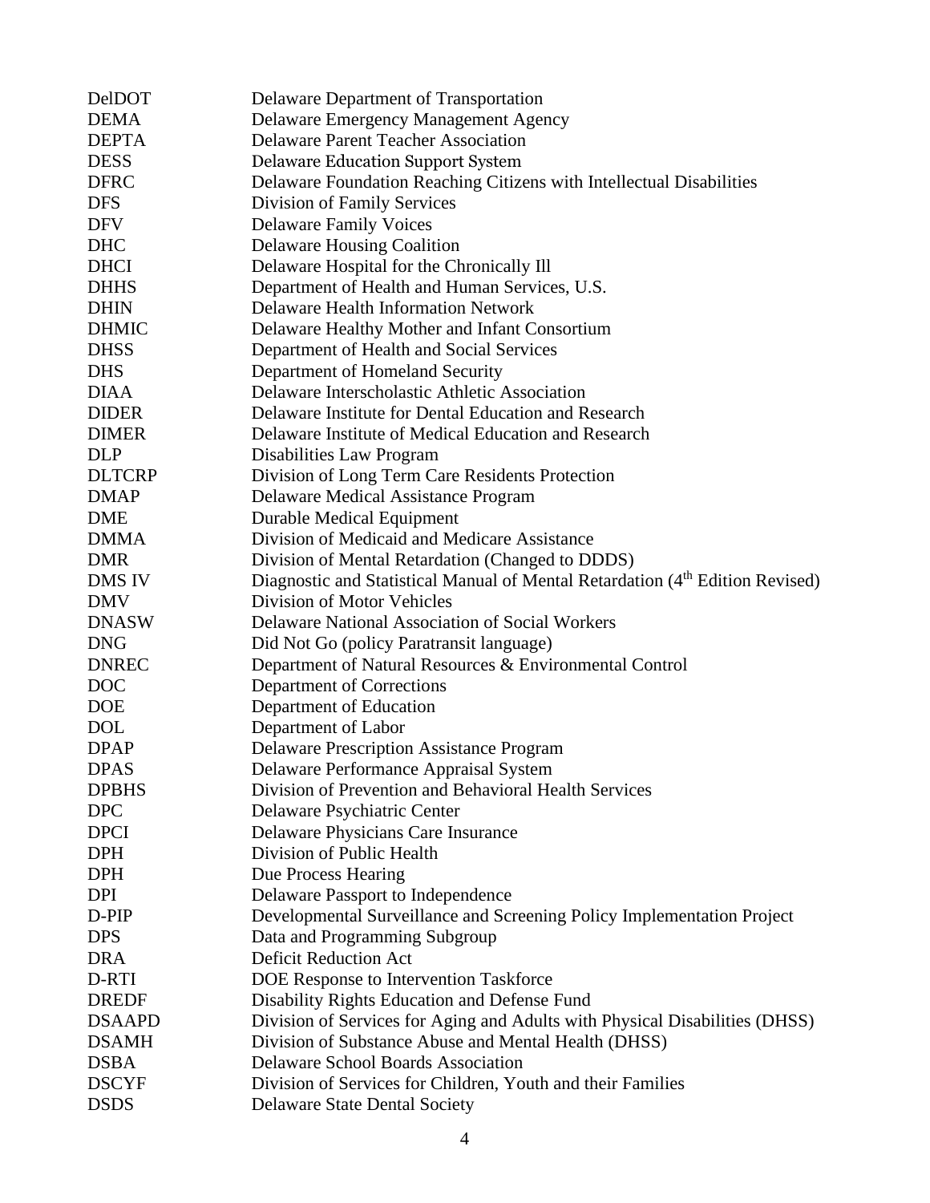| | |
|---|---|
| DelDOT | Delaware Department of Transportation |
| DEMA | Delaware Emergency Management Agency |
| DEPTA | Delaware Parent Teacher Association |
| DESS | Delaware Education Support System |
| DFRC | Delaware Foundation Reaching Citizens with Intellectual Disabilities |
| DFS | Division of Family Services |
| DFV | Delaware Family Voices |
| DHC | Delaware Housing Coalition |
| DHCI | Delaware Hospital for the Chronically Ill |
| DHHS | Department of Health and Human Services, U.S. |
| DHIN | Delaware Health Information Network |
| DHMIC | Delaware Healthy Mother and Infant Consortium |
| DHSS | Department of Health and Social Services |
| DHS | Department of Homeland Security |
| DIAA | Delaware Interscholastic Athletic Association |
| DIDER | Delaware Institute for Dental Education and Research |
| DIMER | Delaware Institute of Medical Education and Research |
| DLP | Disabilities Law Program |
| DLTCRP | Division of Long Term Care Residents Protection |
| DMAP | Delaware Medical Assistance Program |
| DME | Durable Medical Equipment |
| DMMA | Division of Medicaid and Medicare Assistance |
| DMR | Division of Mental Retardation (Changed to DDDS) |
| DMS IV | Diagnostic and Statistical Manual of Mental Retardation (4th Edition Revised) |
| DMV | Division of Motor Vehicles |
| DNASW | Delaware National Association of Social Workers |
| DNG | Did Not Go (policy Paratransit language) |
| DNREC | Department of Natural Resources & Environmental Control |
| DOC | Department of Corrections |
| DOE | Department of Education |
| DOL | Department of Labor |
| DPAP | Delaware Prescription Assistance Program |
| DPAS | Delaware Performance Appraisal System |
| DPBHS | Division of Prevention and Behavioral Health Services |
| DPC | Delaware Psychiatric Center |
| DPCI | Delaware Physicians Care Insurance |
| DPH | Division of Public Health |
| DPH | Due Process Hearing |
| DPI | Delaware Passport to Independence |
| D-PIP | Developmental Surveillance and Screening Policy Implementation Project |
| DPS | Data and Programming Subgroup |
| DRA | Deficit Reduction Act |
| D-RTI | DOE Response to Intervention Taskforce |
| DREDF | Disability Rights Education and Defense Fund |
| DSAAPD | Division of Services for Aging and Adults with Physical Disabilities (DHSS) |
| DSAMH | Division of Substance Abuse and Mental Health (DHSS) |
| DSBA | Delaware School Boards Association |
| DSCYF | Division of Services for Children, Youth and their Families |
| DSDS | Delaware State Dental Society |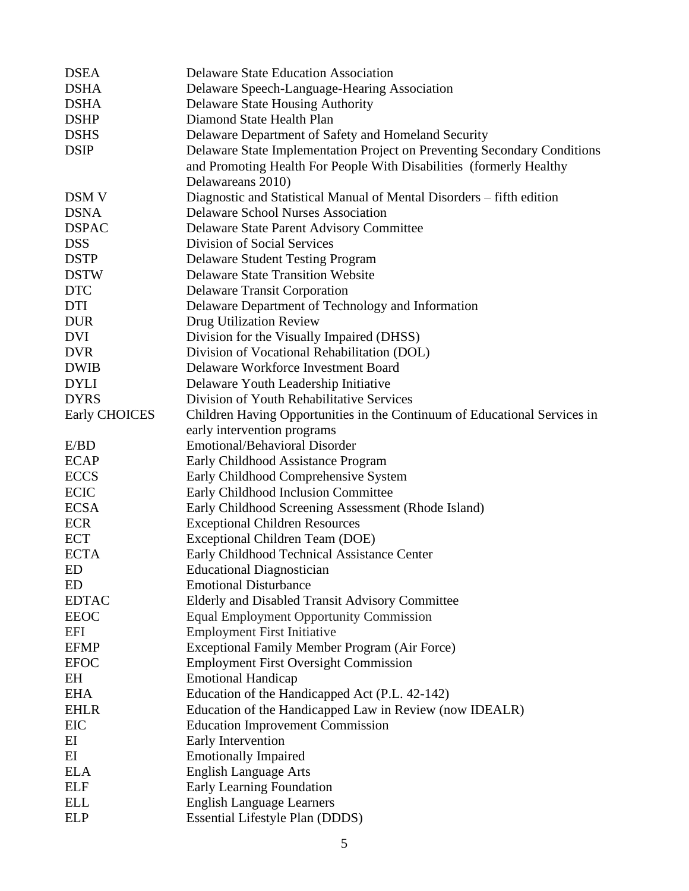| | |
|---|---|
| DSEA | Delaware State Education Association |
| DSHA | Delaware Speech-Language-Hearing Association |
| DSHA | Delaware State Housing Authority |
| DSHP | Diamond State Health Plan |
| DSHS | Delaware Department of Safety and Homeland Security |
| DSIP | Delaware State Implementation Project on Preventing Secondary Conditions and Promoting Health For People With Disabilities (formerly Healthy Delawareans 2010) |
| DSM V | Diagnostic and Statistical Manual of Mental Disorders – fifth edition |
| DSNA | Delaware School Nurses Association |
| DSPAC | Delaware State Parent Advisory Committee |
| DSS | Division of Social Services |
| DSTP | Delaware Student Testing Program |
| DSTW | Delaware State Transition Website |
| DTC | Delaware Transit Corporation |
| DTI | Delaware Department of Technology and Information |
| DUR | Drug Utilization Review |
| DVI | Division for the Visually Impaired (DHSS) |
| DVR | Division of Vocational Rehabilitation (DOL) |
| DWIB | Delaware Workforce Investment Board |
| DYLI | Delaware Youth Leadership Initiative |
| DYRS | Division of Youth Rehabilitative Services |
| Early CHOICES | Children Having Opportunities in the Continuum of Educational Services in early intervention programs |
| E/BD | Emotional/Behavioral Disorder |
| ECAP | Early Childhood Assistance Program |
| ECCS | Early Childhood Comprehensive System |
| ECIC | Early Childhood Inclusion Committee |
| ECSA | Early Childhood Screening Assessment (Rhode Island) |
| ECR | Exceptional Children Resources |
| ECT | Exceptional Children Team (DOE) |
| ECTA | Early Childhood Technical Assistance Center |
| ED | Educational Diagnostician |
| ED | Emotional Disturbance |
| EDTAC | Elderly and Disabled Transit Advisory Committee |
| EEOC | Equal Employment Opportunity Commission |
| EFI | Employment First Initiative |
| EFMP | Exceptional Family Member Program (Air Force) |
| EFOC | Employment First Oversight Commission |
| EH | Emotional Handicap |
| EHA | Education of the Handicapped Act (P.L. 42-142) |
| EHLR | Education of the Handicapped Law in Review (now IDEALR) |
| EIC | Education Improvement Commission |
| EI | Early Intervention |
| EI | Emotionally Impaired |
| ELA | English Language Arts |
| ELF | Early Learning Foundation |
| ELL | English Language Learners |
| ELP | Essential Lifestyle Plan (DDDS) |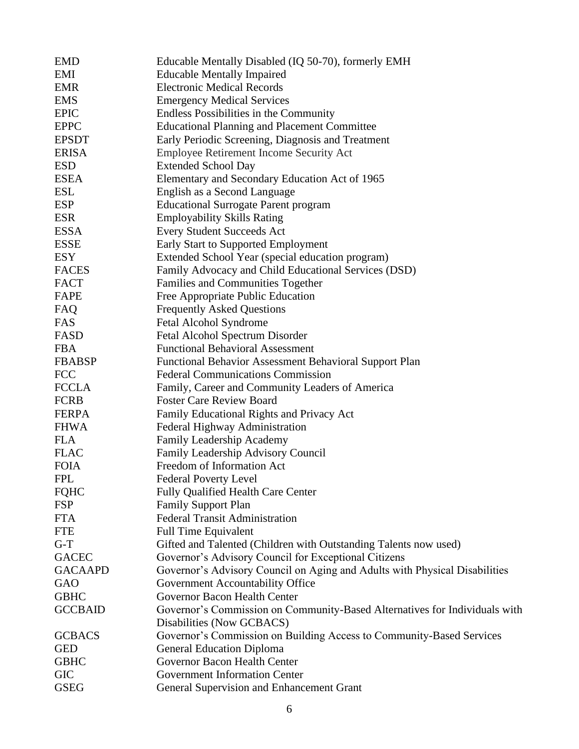| | |
|---|---|
| EMD | Educable Mentally Disabled (IQ 50-70), formerly EMH |
| EMI | Educable Mentally Impaired |
| EMR | Electronic Medical Records |
| EMS | Emergency Medical Services |
| EPIC | Endless Possibilities in the Community |
| EPPC | Educational Planning and Placement Committee |
| EPSDT | Early Periodic Screening, Diagnosis and Treatment |
| ERISA | Employee Retirement Income Security Act |
| ESD | Extended School Day |
| ESEA | Elementary and Secondary Education Act of 1965 |
| ESL | English as a Second Language |
| ESP | Educational Surrogate Parent program |
| ESR | Employability Skills Rating |
| ESSA | Every Student Succeeds Act |
| ESSE | Early Start to Supported Employment |
| ESY | Extended School Year (special education program) |
| FACES | Family Advocacy and Child Educational Services (DSD) |
| FACT | Families and Communities Together |
| FAPE | Free Appropriate Public Education |
| FAQ | Frequently Asked Questions |
| FAS | Fetal Alcohol Syndrome |
| FASD | Fetal Alcohol Spectrum Disorder |
| FBA | Functional Behavioral Assessment |
| FBABSP | Functional Behavior Assessment Behavioral Support Plan |
| FCC | Federal Communications Commission |
| FCCLA | Family, Career and Community Leaders of America |
| FCRB | Foster Care Review Board |
| FERPA | Family Educational Rights and Privacy Act |
| FHWA | Federal Highway Administration |
| FLA | Family Leadership Academy |
| FLAC | Family Leadership Advisory Council |
| FOIA | Freedom of Information Act |
| FPL | Federal Poverty Level |
| FQHC | Fully Qualified Health Care Center |
| FSP | Family Support Plan |
| FTA | Federal Transit Administration |
| FTE | Full Time Equivalent |
| G-T | Gifted and Talented (Children with Outstanding Talents now used) |
| GACEC | Governor's Advisory Council for Exceptional Citizens |
| GACAAPD | Governor's Advisory Council on Aging and Adults with Physical Disabilities |
| GAO | Government Accountability Office |
| GBHC | Governor Bacon Health Center |
| GCCBAID | Governor's Commission on Community-Based Alternatives for Individuals with Disabilities (Now GCBACS) |
| GCBACS | Governor's Commission on Building Access to Community-Based Services |
| GED | General Education Diploma |
| GBHC | Governor Bacon Health Center |
| GIC | Government Information Center |
| GSEG | General Supervision and Enhancement Grant |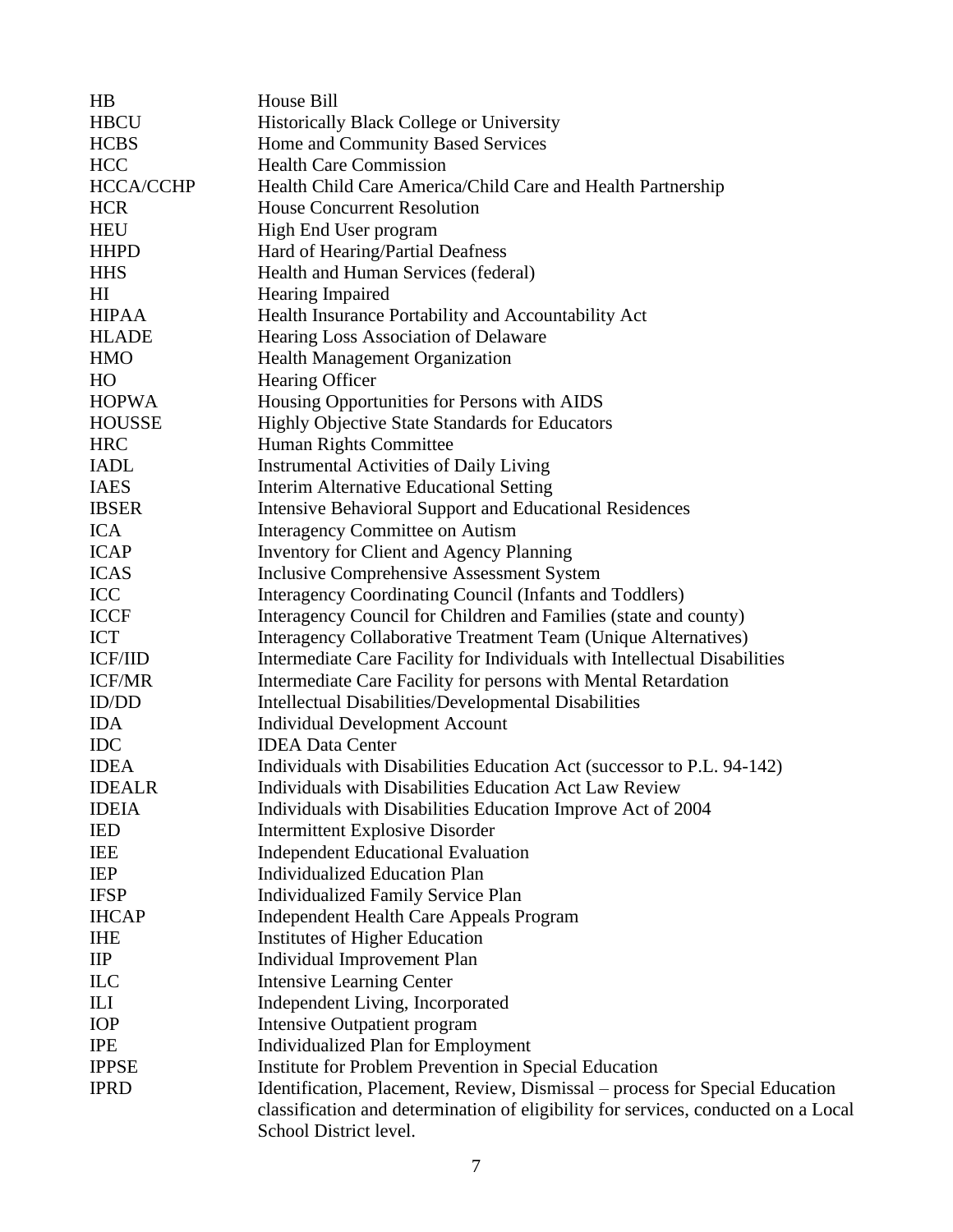| | |
|---|---|
| HB | House Bill |
| HBCU | Historically Black College or University |
| HCBS | Home and Community Based Services |
| HCC | Health Care Commission |
| HCCA/CCHP | Health Child Care America/Child Care and Health Partnership |
| HCR | House Concurrent Resolution |
| HEU | High End User program |
| HHPD | Hard of Hearing/Partial Deafness |
| HHS | Health and Human Services (federal) |
| HI | Hearing Impaired |
| HIPAA | Health Insurance Portability and Accountability Act |
| HLADE | Hearing Loss Association of Delaware |
| HMO | Health Management Organization |
| HO | Hearing Officer |
| HOPWA | Housing Opportunities for Persons with AIDS |
| HOUSSE | Highly Objective State Standards for Educators |
| HRC | Human Rights Committee |
| IADL | Instrumental Activities of Daily Living |
| IAES | Interim Alternative Educational Setting |
| IBSER | Intensive Behavioral Support and Educational Residences |
| ICA | Interagency Committee on Autism |
| ICAP | Inventory for Client and Agency Planning |
| ICAS | Inclusive Comprehensive Assessment System |
| ICC | Interagency Coordinating Council (Infants and Toddlers) |
| ICCF | Interagency Council for Children and Families (state and county) |
| ICT | Interagency Collaborative Treatment Team (Unique Alternatives) |
| ICF/IID | Intermediate Care Facility for Individuals with Intellectual Disabilities |
| ICF/MR | Intermediate Care Facility for persons with Mental Retardation |
| ID/DD | Intellectual Disabilities/Developmental Disabilities |
| IDA | Individual Development Account |
| IDC | IDEA Data Center |
| IDEA | Individuals with Disabilities Education Act (successor to P.L. 94-142) |
| IDEALR | Individuals with Disabilities Education Act Law Review |
| IDEIA | Individuals with Disabilities Education Improve Act of 2004 |
| IED | Intermittent Explosive Disorder |
| IEE | Independent Educational Evaluation |
| IEP | Individualized Education Plan |
| IFSP | Individualized Family Service Plan |
| IHCAP | Independent Health Care Appeals Program |
| IHE | Institutes of Higher Education |
| IIP | Individual Improvement Plan |
| ILC | Intensive Learning Center |
| ILI | Independent Living, Incorporated |
| IOP | Intensive Outpatient program |
| IPE | Individualized Plan for Employment |
| IPPSE | Institute for Problem Prevention in Special Education |
| IPRD | Identification, Placement, Review, Dismissal – process for Special Education classification and determination of eligibility for services, conducted on a Local School District level. |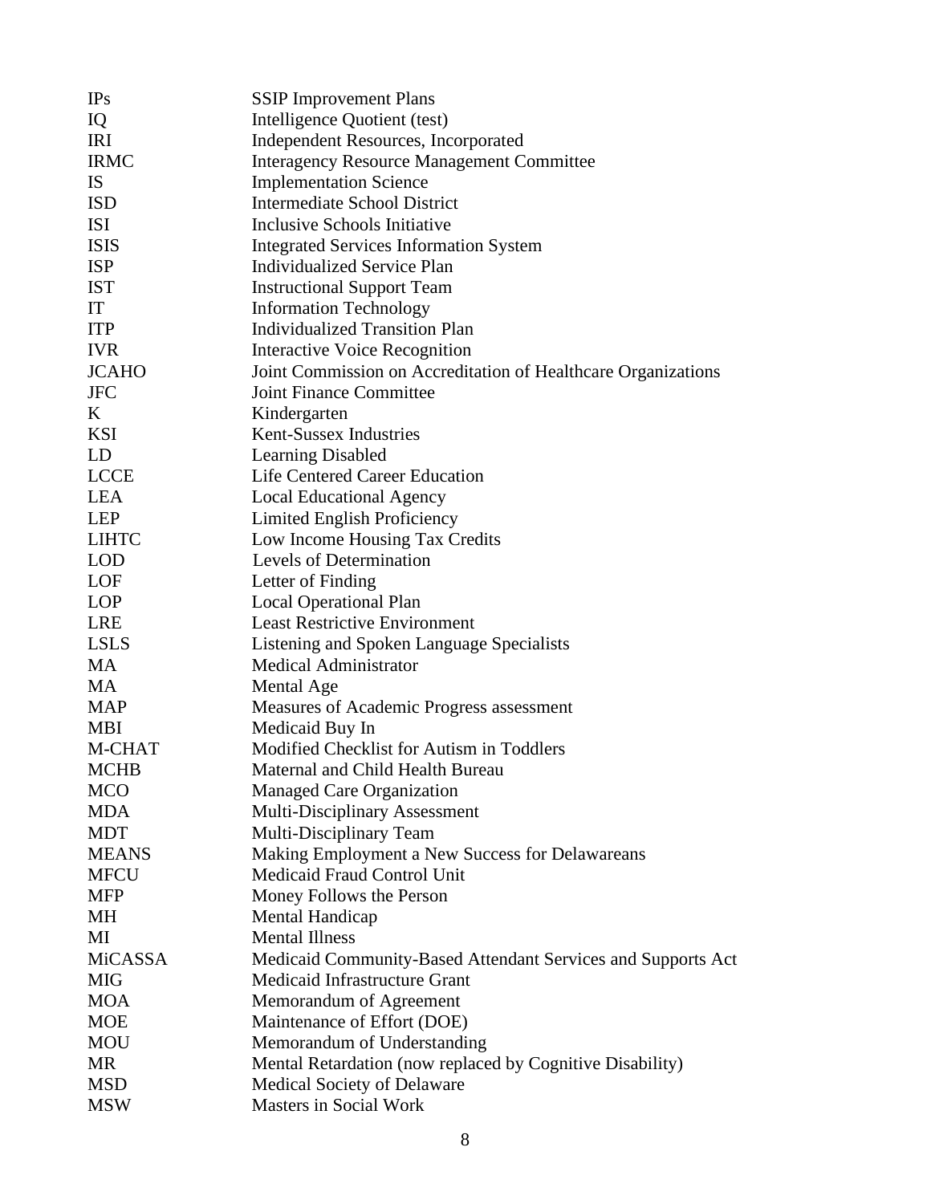| | |
|---|---|
| IPs | SSIP Improvement Plans |
| IQ | Intelligence Quotient (test) |
| IRI | Independent Resources, Incorporated |
| IRMC | Interagency Resource Management Committee |
| IS | Implementation Science |
| ISD | Intermediate School District |
| ISI | Inclusive Schools Initiative |
| ISIS | Integrated Services Information System |
| ISP | Individualized Service Plan |
| IST | Instructional Support Team |
| IT | Information Technology |
| ITP | Individualized Transition Plan |
| IVR | Interactive Voice Recognition |
| JCAHO | Joint Commission on Accreditation of Healthcare Organizations |
| JFC | Joint Finance Committee |
| K | Kindergarten |
| KSI | Kent-Sussex Industries |
| LD | Learning Disabled |
| LCCE | Life Centered Career Education |
| LEA | Local Educational Agency |
| LEP | Limited English Proficiency |
| LIHTC | Low Income Housing Tax Credits |
| LOD | Levels of Determination |
| LOF | Letter of Finding |
| LOP | Local Operational Plan |
| LRE | Least Restrictive Environment |
| LSLS | Listening and Spoken Language Specialists |
| MA | Medical Administrator |
| MA | Mental Age |
| MAP | Measures of Academic Progress assessment |
| MBI | Medicaid Buy In |
| M-CHAT | Modified Checklist for Autism in Toddlers |
| MCHB | Maternal and Child Health Bureau |
| MCO | Managed Care Organization |
| MDA | Multi-Disciplinary Assessment |
| MDT | Multi-Disciplinary Team |
| MEANS | Making Employment a New Success for Delawareans |
| MFCU | Medicaid Fraud Control Unit |
| MFP | Money Follows the Person |
| MH | Mental Handicap |
| MI | Mental Illness |
| MiCASSA | Medicaid Community-Based Attendant Services and Supports Act |
| MIG | Medicaid Infrastructure Grant |
| MOA | Memorandum of Agreement |
| MOE | Maintenance of Effort (DOE) |
| MOU | Memorandum of Understanding |
| MR | Mental Retardation (now replaced by Cognitive Disability) |
| MSD | Medical Society of Delaware |
| MSW | Masters in Social Work |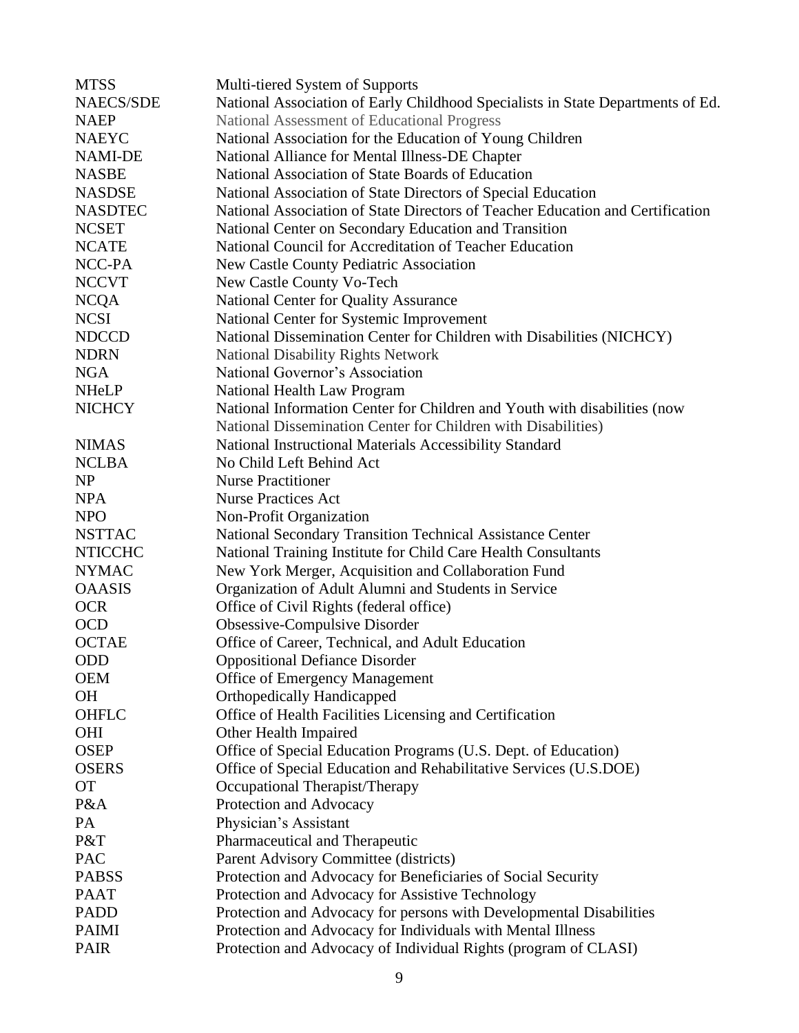| | |
|---|---|
| MTSS | Multi-tiered System of Supports |
| NAECS/SDE | National Association of Early Childhood Specialists in State Departments of Ed. |
| NAEP | National Assessment of Educational Progress |
| NAEYC | National Association for the Education of Young Children |
| NAMI-DE | National Alliance for Mental Illness-DE Chapter |
| NASBE | National Association of State Boards of Education |
| NASDSE | National Association of State Directors of Special Education |
| NASDTEC | National Association of State Directors of Teacher Education and Certification |
| NCSET | National Center on Secondary Education and Transition |
| NCATE | National Council for Accreditation of Teacher Education |
| NCC-PA | New Castle County Pediatric Association |
| NCCVT | New Castle County Vo-Tech |
| NCQA | National Center for Quality Assurance |
| NCSI | National Center for Systemic Improvement |
| NDCCD | National Dissemination Center for Children with Disabilities (NICHCY) |
| NDRN | National Disability Rights Network |
| NGA | National Governor's Association |
| NHeLP | National Health Law Program |
| NICHCY | National Information Center for Children and Youth with disabilities (now National Dissemination Center for Children with Disabilities) |
| NIMAS | National Instructional Materials Accessibility Standard |
| NCLBA | No Child Left Behind Act |
| NP | Nurse Practitioner |
| NPA | Nurse Practices Act |
| NPO | Non-Profit Organization |
| NSTTAC | National Secondary Transition Technical Assistance Center |
| NTICCHC | National Training Institute for Child Care Health Consultants |
| NYMAC | New York Merger, Acquisition and Collaboration Fund |
| OAASIS | Organization of Adult Alumni and Students in Service |
| OCR | Office of Civil Rights (federal office) |
| OCD | Obsessive-Compulsive Disorder |
| OCTAE | Office of Career, Technical, and Adult Education |
| ODD | Oppositional Defiance Disorder |
| OEM | Office of Emergency Management |
| OH | Orthopedically Handicapped |
| OHFLC | Office of Health Facilities Licensing and Certification |
| OHI | Other Health Impaired |
| OSEP | Office of Special Education Programs (U.S. Dept. of Education) |
| OSERS | Office of Special Education and Rehabilitative Services (U.S.DOE) |
| OT | Occupational Therapist/Therapy |
| P&A | Protection and Advocacy |
| PA | Physician's Assistant |
| P&T | Pharmaceutical and Therapeutic |
| PAC | Parent Advisory Committee (districts) |
| PABSS | Protection and Advocacy for Beneficiaries of Social Security |
| PAAT | Protection and Advocacy for Assistive Technology |
| PADD | Protection and Advocacy for persons with Developmental Disabilities |
| PAIMI | Protection and Advocacy for Individuals with Mental Illness |
| PAIR | Protection and Advocacy of Individual Rights (program of CLASI) |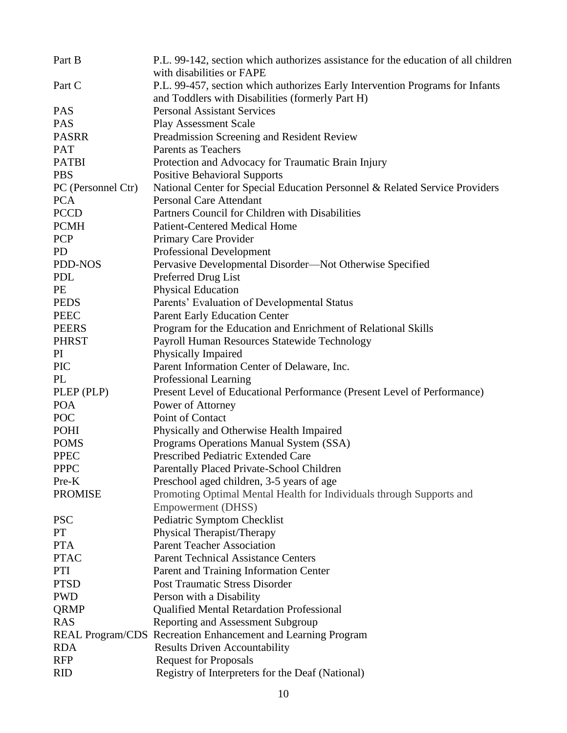| | |
|---|---|
| Part B | P.L. 99-142, section which authorizes assistance for the education of all children with disabilities or FAPE |
| Part C | P.L. 99-457, section which authorizes Early Intervention Programs for Infants and Toddlers with Disabilities (formerly Part H) |
| PAS | Personal Assistant Services |
| PAS | Play Assessment Scale |
| PASRR | Preadmission Screening and Resident Review |
| PAT | Parents as Teachers |
| PATBI | Protection and Advocacy for Traumatic Brain Injury |
| PBS | Positive Behavioral Supports |
| PC (Personnel Ctr) | National Center for Special Education Personnel & Related Service Providers |
| PCA | Personal Care Attendant |
| PCCD | Partners Council for Children with Disabilities |
| PCMH | Patient-Centered Medical Home |
| PCP | Primary Care Provider |
| PD | Professional Development |
| PDD-NOS | Pervasive Developmental Disorder—Not Otherwise Specified |
| PDL | Preferred Drug List |
| PE | Physical Education |
| PEDS | Parents' Evaluation of Developmental Status |
| PEEC | Parent Early Education Center |
| PEERS | Program for the Education and Enrichment of Relational Skills |
| PHRST | Payroll Human Resources Statewide Technology |
| PI | Physically Impaired |
| PIC | Parent Information Center of Delaware, Inc. |
| PL | Professional Learning |
| PLEP (PLP) | Present Level of Educational Performance (Present Level of Performance) |
| POA | Power of Attorney |
| POC | Point of Contact |
| POHI | Physically and Otherwise Health Impaired |
| POMS | Programs Operations Manual System (SSA) |
| PPEC | Prescribed Pediatric Extended Care |
| PPPC | Parentally Placed Private-School Children |
| Pre-K | Preschool aged children, 3-5 years of age |
| PROMISE | Promoting Optimal Mental Health for Individuals through Supports and Empowerment (DHSS) |
| PSC | Pediatric Symptom Checklist |
| PT | Physical Therapist/Therapy |
| PTA | Parent Teacher Association |
| PTAC | Parent Technical Assistance Centers |
| PTI | Parent and Training Information Center |
| PTSD | Post Traumatic Stress Disorder |
| PWD | Person with a Disability |
| QRMP | Qualified Mental Retardation Professional |
| RAS | Reporting and Assessment Subgroup |
| REAL Program/CDS | Recreation Enhancement and Learning Program |
| RDA | Results Driven Accountability |
| RFP | Request for Proposals |
| RID | Registry of Interpreters for the Deaf (National) |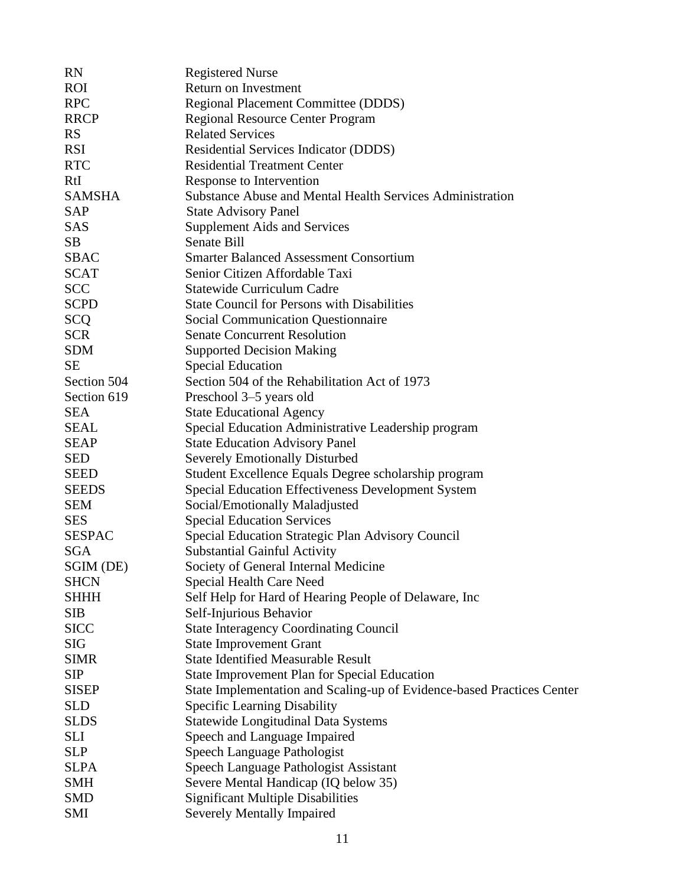| | |
|---|---|
| RN | Registered Nurse |
| ROI | Return on Investment |
| RPC | Regional Placement Committee (DDDS) |
| RRCP | Regional Resource Center Program |
| RS | Related Services |
| RSI | Residential Services Indicator (DDDS) |
| RTC | Residential Treatment Center |
| RtI | Response to Intervention |
| SAMSHA | Substance Abuse and Mental Health Services Administration |
| SAP | State Advisory Panel |
| SAS | Supplement Aids and Services |
| SB | Senate Bill |
| SBAC | Smarter Balanced Assessment Consortium |
| SCAT | Senior Citizen Affordable Taxi |
| SCC | Statewide Curriculum Cadre |
| SCPD | State Council for Persons with Disabilities |
| SCQ | Social Communication Questionnaire |
| SCR | Senate Concurrent Resolution |
| SDM | Supported Decision Making |
| SE | Special Education |
| Section 504 | Section 504 of the Rehabilitation Act of 1973 |
| Section 619 | Preschool 3–5 years old |
| SEA | State Educational Agency |
| SEAL | Special Education Administrative Leadership program |
| SEAP | State Education Advisory Panel |
| SED | Severely Emotionally Disturbed |
| SEED | Student Excellence Equals Degree scholarship program |
| SEEDS | Special Education Effectiveness Development System |
| SEM | Social/Emotionally Maladjusted |
| SES | Special Education Services |
| SESPAC | Special Education Strategic Plan Advisory Council |
| SGA | Substantial Gainful Activity |
| SGIM (DE) | Society of General Internal Medicine |
| SHCN | Special Health Care Need |
| SHHH | Self Help for Hard of Hearing People of Delaware, Inc |
| SIB | Self-Injurious Behavior |
| SICC | State Interagency Coordinating Council |
| SIG | State Improvement Grant |
| SIMR | State Identified Measurable Result |
| SIP | State Improvement Plan for Special Education |
| SISEP | State Implementation and Scaling-up of Evidence-based Practices Center |
| SLD | Specific Learning Disability |
| SLDS | Statewide Longitudinal Data Systems |
| SLI | Speech and Language Impaired |
| SLP | Speech Language Pathologist |
| SLPA | Speech Language Pathologist Assistant |
| SMH | Severe Mental Handicap (IQ below 35) |
| SMD | Significant Multiple Disabilities |
| SMI | Severely Mentally Impaired |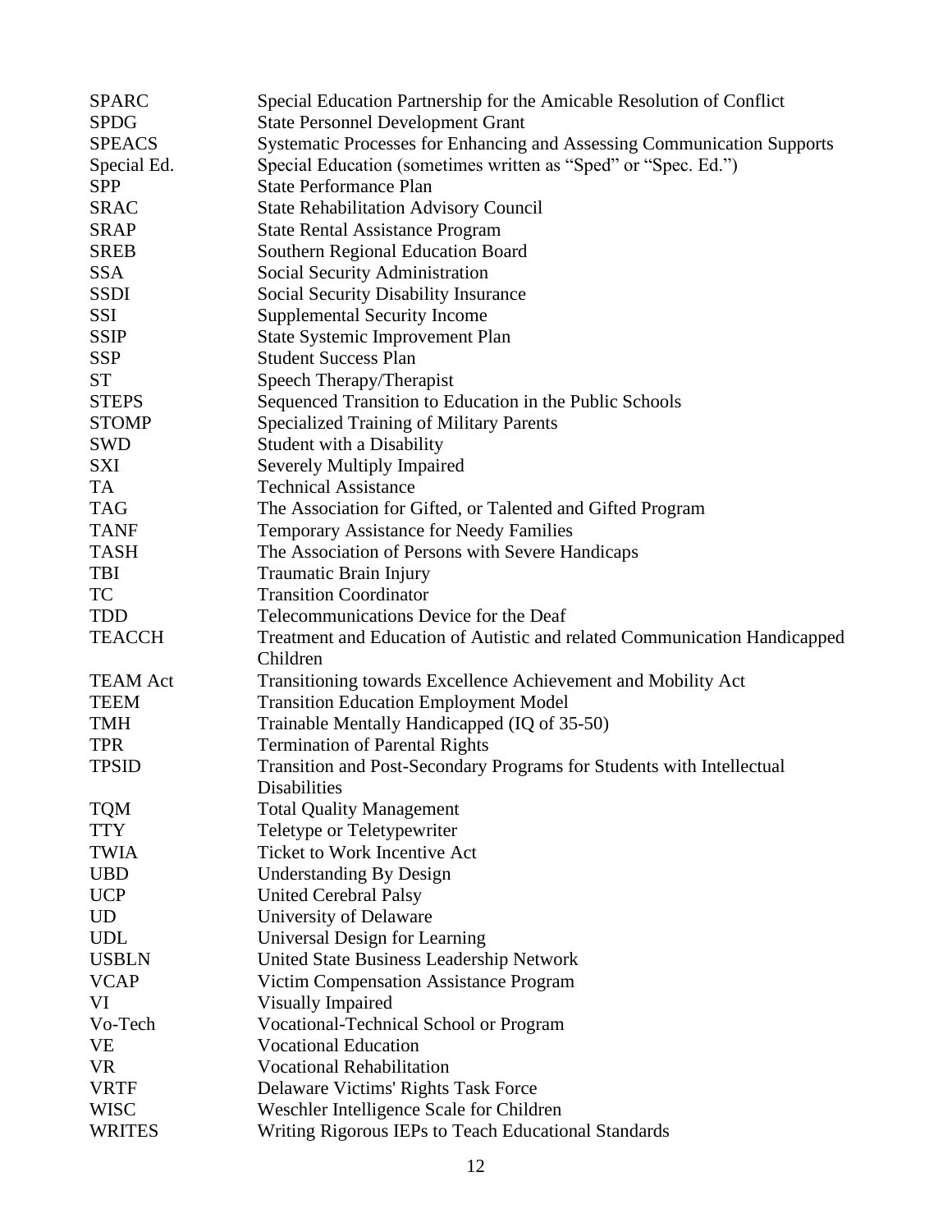| | |
|---|---|
| SPARC | Special Education Partnership for the Amicable Resolution of Conflict |
| SPDG | State Personnel Development Grant |
| SPEACS | Systematic Processes for Enhancing and Assessing Communication Supports |
| Special Ed. | Special Education (sometimes written as "Sped" or "Spec. Ed.") |
| SPP | State Performance Plan |
| SRAC | State Rehabilitation Advisory Council |
| SRAP | State Rental Assistance Program |
| SREB | Southern Regional Education Board |
| SSA | Social Security Administration |
| SSDI | Social Security Disability Insurance |
| SSI | Supplemental Security Income |
| SSIP | State Systemic Improvement Plan |
| SSP | Student Success Plan |
| ST | Speech Therapy/Therapist |
| STEPS | Sequenced Transition to Education in the Public Schools |
| STOMP | Specialized Training of Military Parents |
| SWD | Student with a Disability |
| SXI | Severely Multiply Impaired |
| TA | Technical Assistance |
| TAG | The Association for Gifted, or Talented and Gifted Program |
| TANF | Temporary Assistance for Needy Families |
| TASH | The Association of Persons with Severe Handicaps |
| TBI | Traumatic Brain Injury |
| TC | Transition Coordinator |
| TDD | Telecommunications Device for the Deaf |
| TEACCH | Treatment and Education of Autistic and related Communication Handicapped Children |
| TEAM Act | Transitioning towards Excellence Achievement and Mobility Act |
| TEEM | Transition Education Employment Model |
| TMH | Trainable Mentally Handicapped (IQ of 35-50) |
| TPR | Termination of Parental Rights |
| TPSID | Transition and Post-Secondary Programs for Students with Intellectual Disabilities |
| TQM | Total Quality Management |
| TTY | Teletype or Teletypewriter |
| TWIA | Ticket to Work Incentive Act |
| UBD | Understanding By Design |
| UCP | United Cerebral Palsy |
| UD | University of Delaware |
| UDL | Universal Design for Learning |
| USBLN | United State Business Leadership Network |
| VCAP | Victim Compensation Assistance Program |
| VI | Visually Impaired |
| Vo-Tech | Vocational-Technical School or Program |
| VE | Vocational Education |
| VR | Vocational Rehabilitation |
| VRTF | Delaware Victims' Rights Task Force |
| WISC | Weschler Intelligence Scale for Children |
| WRITES | Writing Rigorous IEPs to Teach Educational Standards |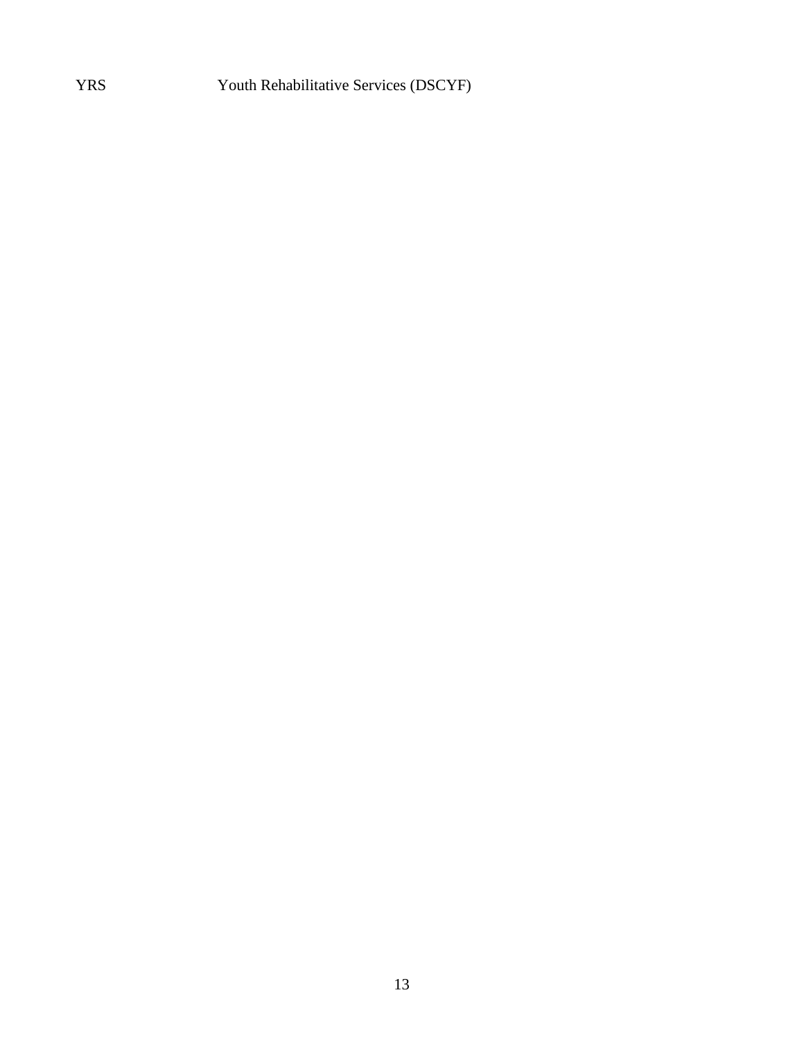| | |
|---|---|
| YRS | Youth Rehabilitative Services (DSCYF) |